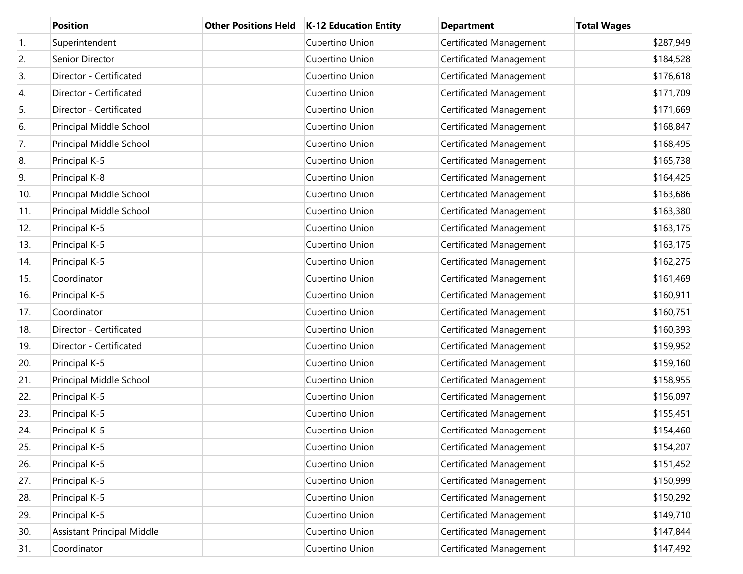| | Position | Other Positions Held | K-12 Education Entity | Department | Total Wages |
|---|---|---|---|---|---|
| 1. | Superintendent | | Cupertino Union | Certificated Management | $287,949 |
| 2. | Senior Director | | Cupertino Union | Certificated Management | $184,528 |
| 3. | Director - Certificated | | Cupertino Union | Certificated Management | $176,618 |
| 4. | Director - Certificated | | Cupertino Union | Certificated Management | $171,709 |
| 5. | Director - Certificated | | Cupertino Union | Certificated Management | $171,669 |
| 6. | Principal Middle School | | Cupertino Union | Certificated Management | $168,847 |
| 7. | Principal Middle School | | Cupertino Union | Certificated Management | $168,495 |
| 8. | Principal K-5 | | Cupertino Union | Certificated Management | $165,738 |
| 9. | Principal K-8 | | Cupertino Union | Certificated Management | $164,425 |
| 10. | Principal Middle School | | Cupertino Union | Certificated Management | $163,686 |
| 11. | Principal Middle School | | Cupertino Union | Certificated Management | $163,380 |
| 12. | Principal K-5 | | Cupertino Union | Certificated Management | $163,175 |
| 13. | Principal K-5 | | Cupertino Union | Certificated Management | $163,175 |
| 14. | Principal K-5 | | Cupertino Union | Certificated Management | $162,275 |
| 15. | Coordinator | | Cupertino Union | Certificated Management | $161,469 |
| 16. | Principal K-5 | | Cupertino Union | Certificated Management | $160,911 |
| 17. | Coordinator | | Cupertino Union | Certificated Management | $160,751 |
| 18. | Director - Certificated | | Cupertino Union | Certificated Management | $160,393 |
| 19. | Director - Certificated | | Cupertino Union | Certificated Management | $159,952 |
| 20. | Principal K-5 | | Cupertino Union | Certificated Management | $159,160 |
| 21. | Principal Middle School | | Cupertino Union | Certificated Management | $158,955 |
| 22. | Principal K-5 | | Cupertino Union | Certificated Management | $156,097 |
| 23. | Principal K-5 | | Cupertino Union | Certificated Management | $155,451 |
| 24. | Principal K-5 | | Cupertino Union | Certificated Management | $154,460 |
| 25. | Principal K-5 | | Cupertino Union | Certificated Management | $154,207 |
| 26. | Principal K-5 | | Cupertino Union | Certificated Management | $151,452 |
| 27. | Principal K-5 | | Cupertino Union | Certificated Management | $150,999 |
| 28. | Principal K-5 | | Cupertino Union | Certificated Management | $150,292 |
| 29. | Principal K-5 | | Cupertino Union | Certificated Management | $149,710 |
| 30. | Assistant Principal Middle | | Cupertino Union | Certificated Management | $147,844 |
| 31. | Coordinator | | Cupertino Union | Certificated Management | $147,492 |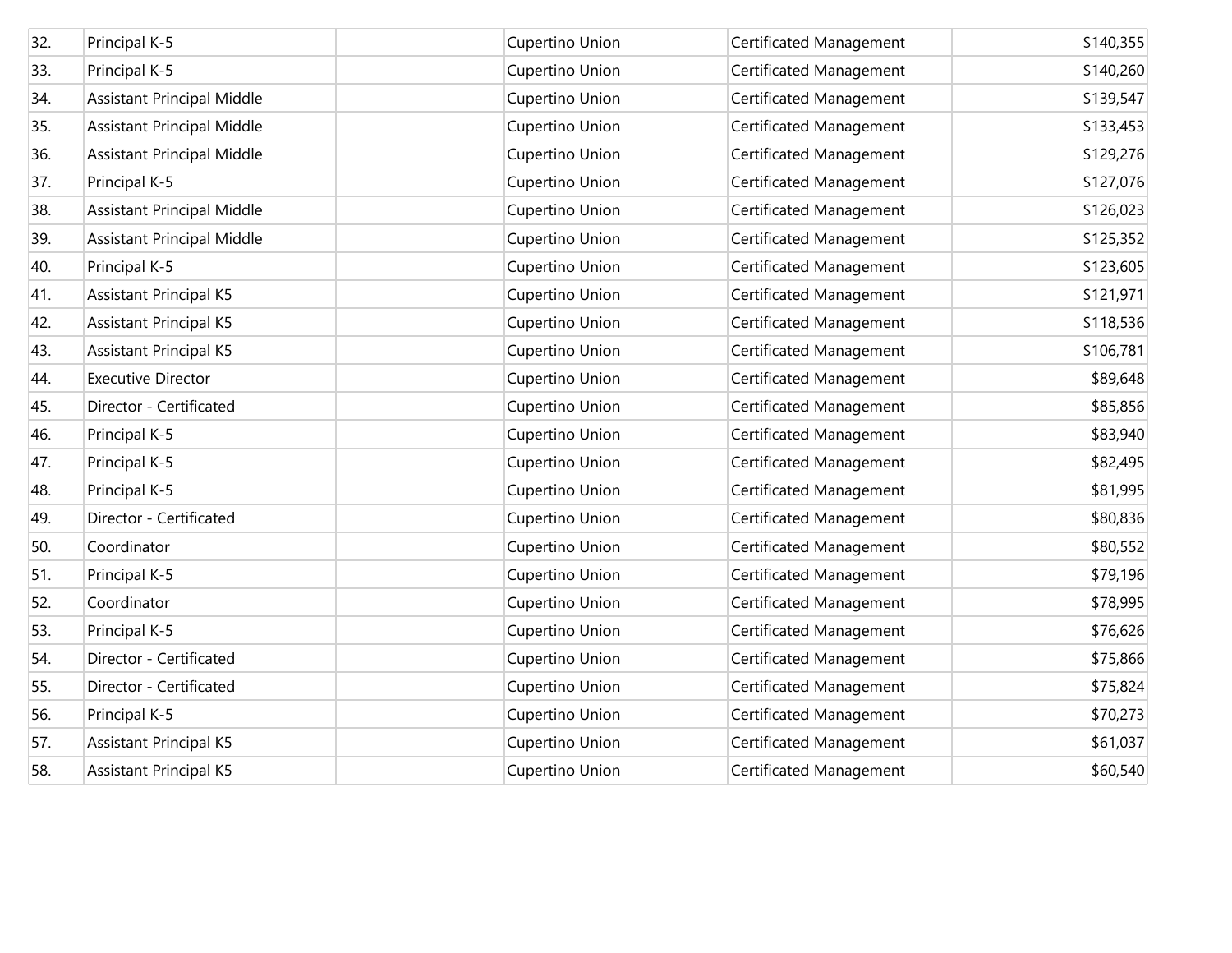| | | | | | |
|---|---|---|---|---|---|
| 32. | Principal K-5 | | Cupertino Union | Certificated Management | $140,355 |
| 33. | Principal K-5 | | Cupertino Union | Certificated Management | $140,260 |
| 34. | Assistant Principal Middle | | Cupertino Union | Certificated Management | $139,547 |
| 35. | Assistant Principal Middle | | Cupertino Union | Certificated Management | $133,453 |
| 36. | Assistant Principal Middle | | Cupertino Union | Certificated Management | $129,276 |
| 37. | Principal K-5 | | Cupertino Union | Certificated Management | $127,076 |
| 38. | Assistant Principal Middle | | Cupertino Union | Certificated Management | $126,023 |
| 39. | Assistant Principal Middle | | Cupertino Union | Certificated Management | $125,352 |
| 40. | Principal K-5 | | Cupertino Union | Certificated Management | $123,605 |
| 41. | Assistant Principal K5 | | Cupertino Union | Certificated Management | $121,971 |
| 42. | Assistant Principal K5 | | Cupertino Union | Certificated Management | $118,536 |
| 43. | Assistant Principal K5 | | Cupertino Union | Certificated Management | $106,781 |
| 44. | Executive Director | | Cupertino Union | Certificated Management | $89,648 |
| 45. | Director - Certificated | | Cupertino Union | Certificated Management | $85,856 |
| 46. | Principal K-5 | | Cupertino Union | Certificated Management | $83,940 |
| 47. | Principal K-5 | | Cupertino Union | Certificated Management | $82,495 |
| 48. | Principal K-5 | | Cupertino Union | Certificated Management | $81,995 |
| 49. | Director - Certificated | | Cupertino Union | Certificated Management | $80,836 |
| 50. | Coordinator | | Cupertino Union | Certificated Management | $80,552 |
| 51. | Principal K-5 | | Cupertino Union | Certificated Management | $79,196 |
| 52. | Coordinator | | Cupertino Union | Certificated Management | $78,995 |
| 53. | Principal K-5 | | Cupertino Union | Certificated Management | $76,626 |
| 54. | Director - Certificated | | Cupertino Union | Certificated Management | $75,866 |
| 55. | Director - Certificated | | Cupertino Union | Certificated Management | $75,824 |
| 56. | Principal K-5 | | Cupertino Union | Certificated Management | $70,273 |
| 57. | Assistant Principal K5 | | Cupertino Union | Certificated Management | $61,037 |
| 58. | Assistant Principal K5 | | Cupertino Union | Certificated Management | $60,540 |